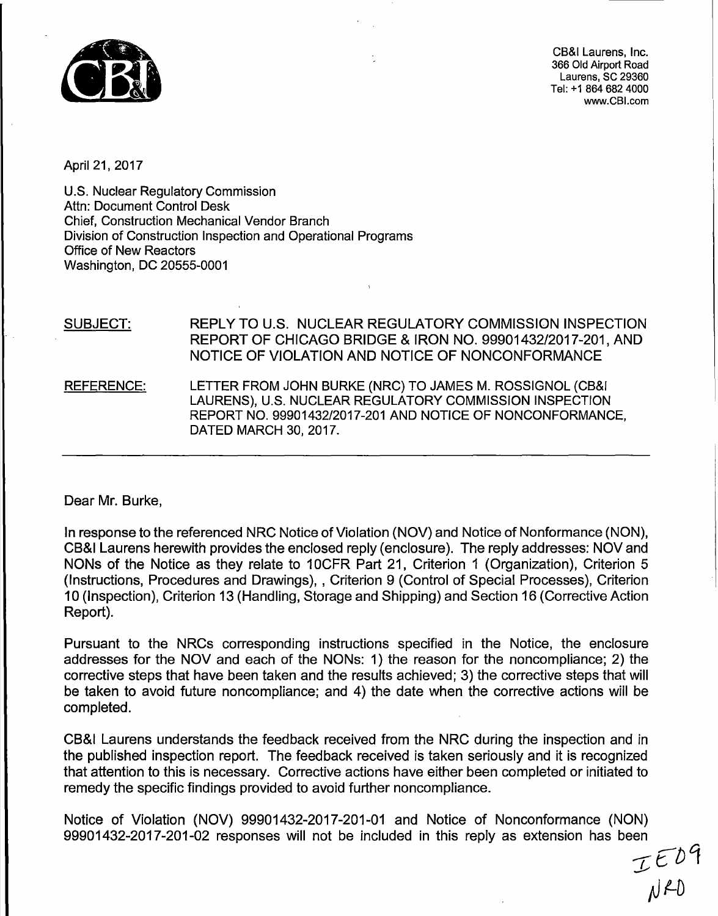CB&I Laurens, Inc.
366 Old Airport Road
Laurens, SC 29360
Tel: +1 864 682 4000
www.CBI.com

April 21, 2017

U.S. Nuclear Regulatory Commission
Attn: Document Control Desk
Chief, Construction Mechanical Vendor Branch
Division of Construction Inspection and Operational Programs
Office of New Reactors
Washington, DC 20555-0001

SUBJECT: REPLY TO U.S. NUCLEAR REGULATORY COMMISSION INSPECTION REPORT OF CHICAGO BRIDGE & IRON NO. 99901432/2017-201, AND NOTICE OF VIOLATION AND NOTICE OF NONCONFORMANCE

REFERENCE: LETTER FROM JOHN BURKE (NRC) TO JAMES M. ROSSIGNOL (CB&I LAURENS), U.S. NUCLEAR REGULATORY COMMISSION INSPECTION REPORT NO. 99901432/2017-201 AND NOTICE OF NONCONFORMANCE, DATED MARCH 30, 2017.

---

Dear Mr. Burke,

In response to the referenced NRC Notice of Violation (NOV) and Notice of Nonformance (NON), CB&I Laurens herewith provides the enclosed reply (enclosure). The reply addresses: NOV and NONs of the Notice as they relate to 10CFR Part 21, Criterion 1 (Organization), Criterion 5 (Instructions, Procedures and Drawings), , Criterion 9 (Control of Special Processes), Criterion 10 (Inspection), Criterion 13 (Handling, Storage and Shipping) and Section 16 (Corrective Action Report).

Pursuant to the NRCs corresponding instructions specified in the Notice, the enclosure addresses for the NOV and each of the NONs: 1) the reason for the noncompliance; 2) the corrective steps that have been taken and the results achieved; 3) the corrective steps that will be taken to avoid future noncompliance; and 4) the date when the corrective actions will be completed.

CB&I Laurens understands the feedback received from the NRC during the inspection and in the published inspection report. The feedback received is taken seriously and it is recognized that attention to this is necessary. Corrective actions have either been completed or initiated to remedy the specific findings provided to avoid further noncompliance.

Notice of Violation (NOV) 99901432-2017-201-01 and Notice of Nonconformance (NON) 99901432-2017-201-02 responses will not be included in this reply as extension has been

IE09
NRO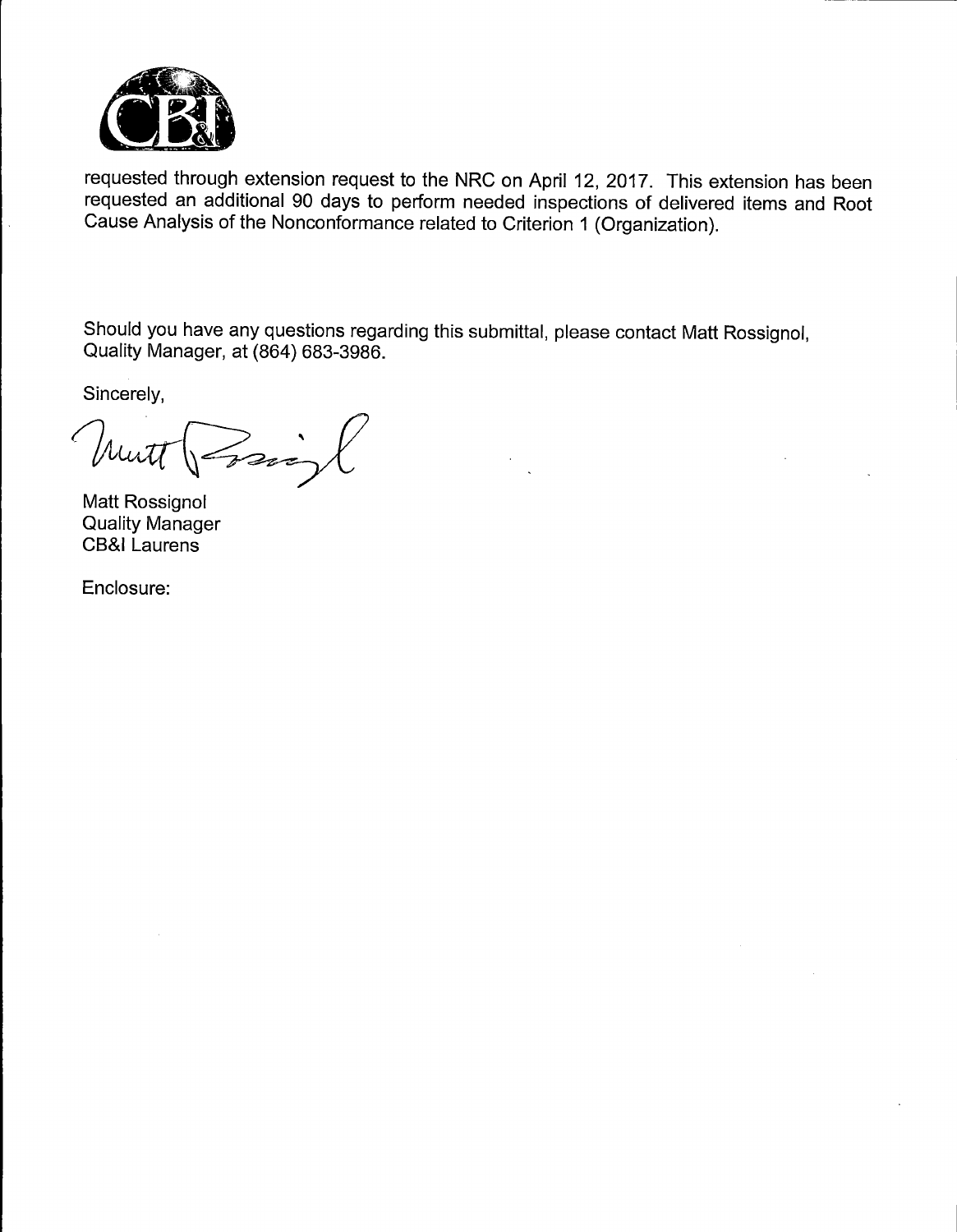requested through extension request to the NRC on April 12, 2017. This extension has been requested an additional 90 days to perform needed inspections of delivered items and Root Cause Analysis of the Nonconformance related to Criterion 1 (Organization).

Should you have any questions regarding this submittal, please contact Matt Rossignol, Quality Manager, at (864) 683-3986.

Sincerely,

Matt Rossignol
Quality Manager
CB&I Laurens

Enclosure: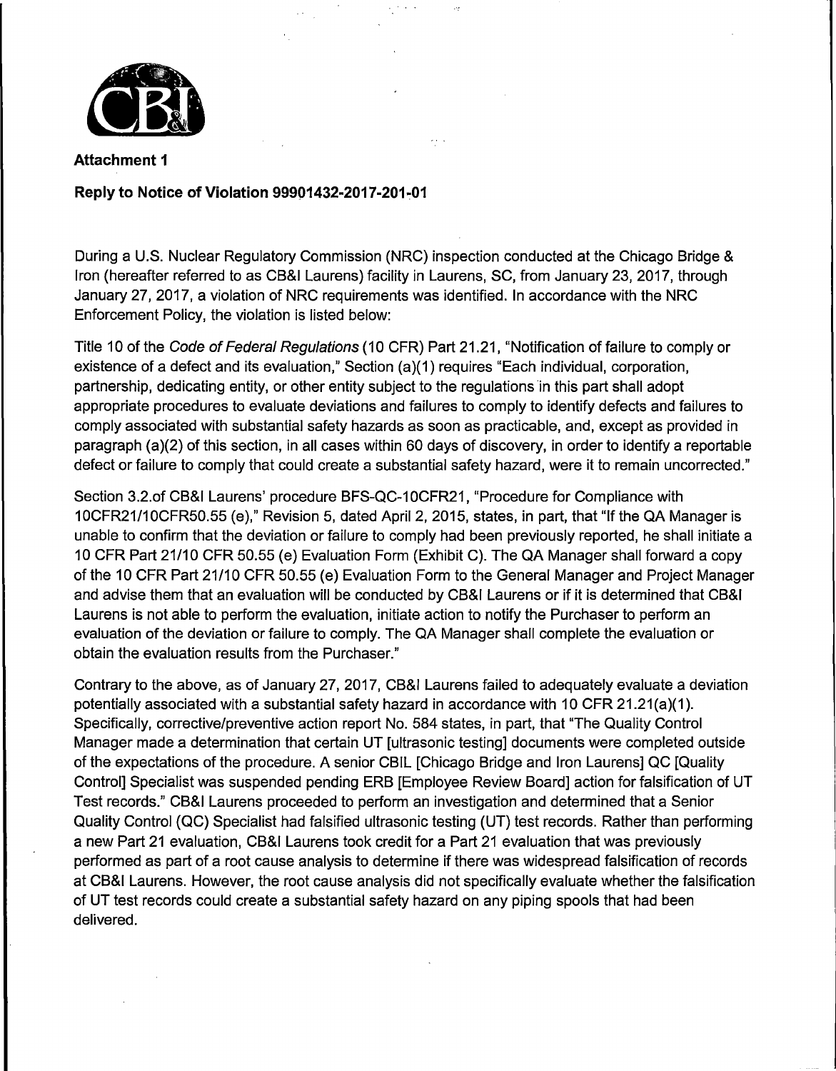**Attachment 1**

**Reply to Notice of Violation 99901432-2017-201-01**

During a U.S. Nuclear Regulatory Commission (NRC) inspection conducted at the Chicago Bridge & Iron (hereafter referred to as CB&I Laurens) facility in Laurens, SC, from January 23, 2017, through January 27, 2017, a violation of NRC requirements was identified. In accordance with the NRC Enforcement Policy, the violation is listed below:

Title 10 of the *Code of Federal Regulations* (10 CFR) Part 21.21, "Notification of failure to comply or existence of a defect and its evaluation," Section (a)(1) requires "Each individual, corporation, partnership, dedicating entity, or other entity subject to the regulations in this part shall adopt appropriate procedures to evaluate deviations and failures to comply to identify defects and failures to comply associated with substantial safety hazards as soon as practicable, and, except as provided in paragraph (a)(2) of this section, in all cases within 60 days of discovery, in order to identify a reportable defect or failure to comply that could create a substantial safety hazard, were it to remain uncorrected."

Section 3.2.of CB&I Laurens' procedure BFS-QC-10CFR21, "Procedure for Compliance with 10CFR21/10CFR50.55 (e)," Revision 5, dated April 2, 2015, states, in part, that "If the QA Manager is unable to confirm that the deviation or failure to comply had been previously reported, he shall initiate a 10 CFR Part 21/10 CFR 50.55 (e) Evaluation Form (Exhibit C). The QA Manager shall forward a copy of the 10 CFR Part 21/10 CFR 50.55 (e) Evaluation Form to the General Manager and Project Manager and advise them that an evaluation will be conducted by CB&I Laurens or if it is determined that CB&I Laurens is not able to perform the evaluation, initiate action to notify the Purchaser to perform an evaluation of the deviation or failure to comply. The QA Manager shall complete the evaluation or obtain the evaluation results from the Purchaser."

Contrary to the above, as of January 27, 2017, CB&I Laurens failed to adequately evaluate a deviation potentially associated with a substantial safety hazard in accordance with 10 CFR 21.21(a)(1). Specifically, corrective/preventive action report No. 584 states, in part, that "The Quality Control Manager made a determination that certain UT [ultrasonic testing] documents were completed outside of the expectations of the procedure. A senior CBIL [Chicago Bridge and Iron Laurens] QC [Quality Control] Specialist was suspended pending ERB [Employee Review Board] action for falsification of UT Test records." CB&I Laurens proceeded to perform an investigation and determined that a Senior Quality Control (QC) Specialist had falsified ultrasonic testing (UT) test records. Rather than performing a new Part 21 evaluation, CB&I Laurens took credit for a Part 21 evaluation that was previously performed as part of a root cause analysis to determine if there was widespread falsification of records at CB&I Laurens. However, the root cause analysis did not specifically evaluate whether the falsification of UT test records could create a substantial safety hazard on any piping spools that had been delivered.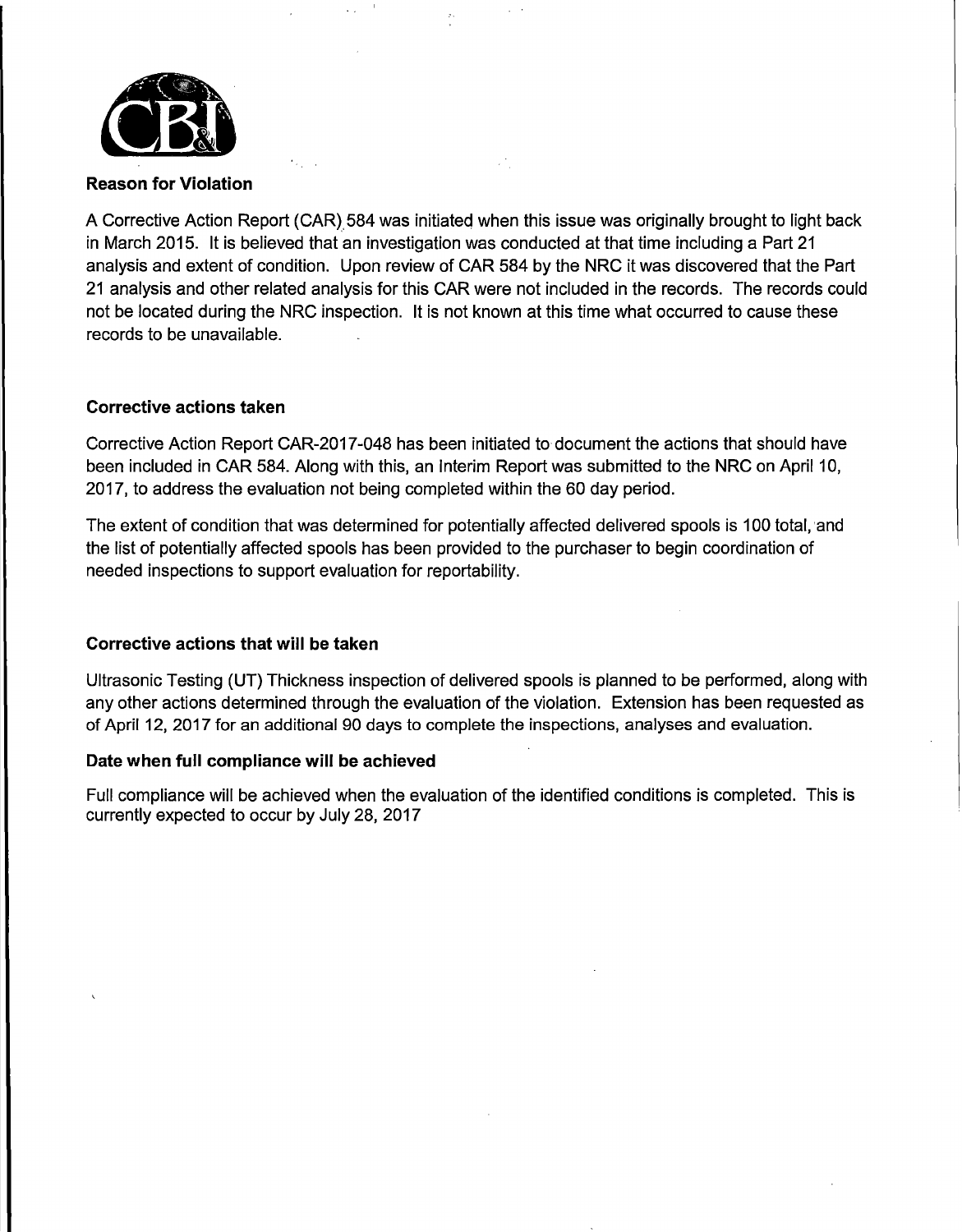**Reason for Violation**

A Corrective Action Report (CAR) 584 was initiated when this issue was originally brought to light back in March 2015. It is believed that an investigation was conducted at that time including a Part 21 analysis and extent of condition. Upon review of CAR 584 by the NRC it was discovered that the Part 21 analysis and other related analysis for this CAR were not included in the records. The records could not be located during the NRC inspection. It is not known at this time what occurred to cause these records to be unavailable.

**Corrective actions taken**

Corrective Action Report CAR-2017-048 has been initiated to document the actions that should have been included in CAR 584. Along with this, an Interim Report was submitted to the NRC on April 10, 2017, to address the evaluation not being completed within the 60 day period.

The extent of condition that was determined for potentially affected delivered spools is 100 total, and the list of potentially affected spools has been provided to the purchaser to begin coordination of needed inspections to support evaluation for reportability.

**Corrective actions that will be taken**

Ultrasonic Testing (UT) Thickness inspection of delivered spools is planned to be performed, along with any other actions determined through the evaluation of the violation. Extension has been requested as of April 12, 2017 for an additional 90 days to complete the inspections, analyses and evaluation.

**Date when full compliance will be achieved**

Full compliance will be achieved when the evaluation of the identified conditions is completed. This is currently expected to occur by July 28, 2017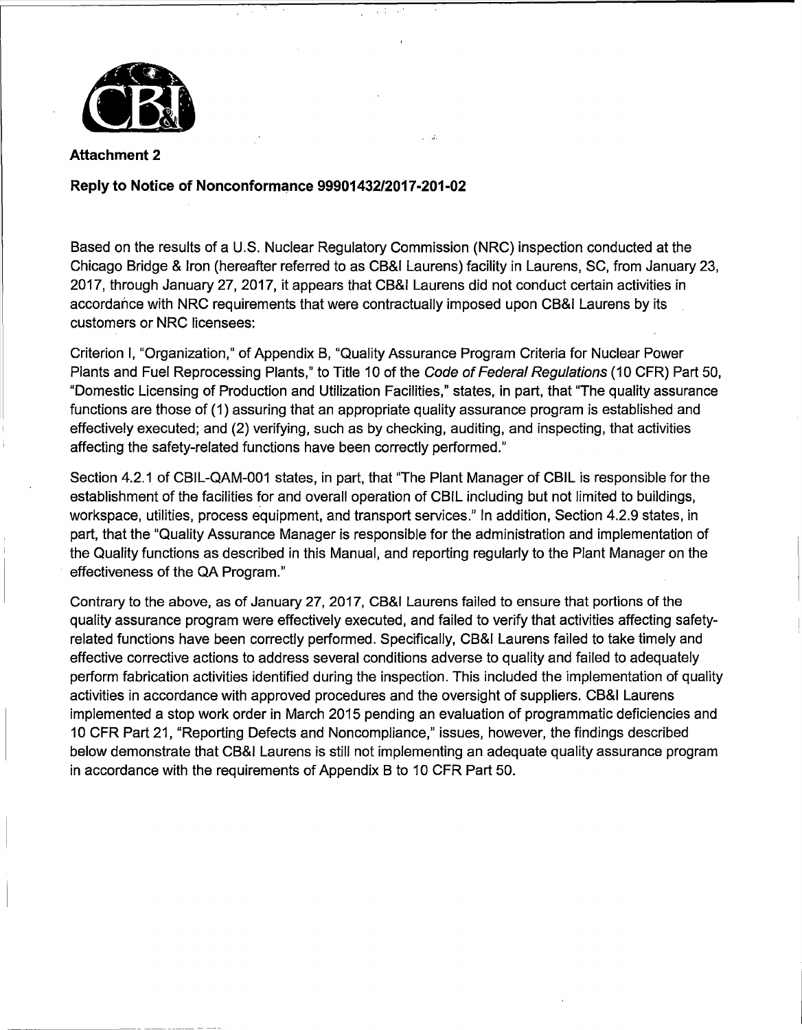**Attachment 2**

**Reply to Notice of Nonconformance 99901432/2017-201-02**

Based on the results of a U.S. Nuclear Regulatory Commission (NRC) inspection conducted at the Chicago Bridge & Iron (hereafter referred to as CB&I Laurens) facility in Laurens, SC, from January 23, 2017, through January 27, 2017, it appears that CB&I Laurens did not conduct certain activities in accordance with NRC requirements that were contractually imposed upon CB&I Laurens by its customers or NRC licensees:

Criterion I, "Organization," of Appendix B, "Quality Assurance Program Criteria for Nuclear Power Plants and Fuel Reprocessing Plants," to Title 10 of the *Code of Federal Regulations* (10 CFR) Part 50, "Domestic Licensing of Production and Utilization Facilities," states, in part, that "The quality assurance functions are those of (1) assuring that an appropriate quality assurance program is established and effectively executed; and (2) verifying, such as by checking, auditing, and inspecting, that activities affecting the safety-related functions have been correctly performed."

Section 4.2.1 of CBIL-QAM-001 states, in part, that "The Plant Manager of CBIL is responsible for the establishment of the facilities for and overall operation of CBIL including but not limited to buildings, workspace, utilities, process equipment, and transport services." In addition, Section 4.2.9 states, in part, that the "Quality Assurance Manager is responsible for the administration and implementation of the Quality functions as described in this Manual, and reporting regularly to the Plant Manager on the effectiveness of the QA Program."

Contrary to the above, as of January 27, 2017, CB&I Laurens failed to ensure that portions of the quality assurance program were effectively executed, and failed to verify that activities affecting safety-related functions have been correctly performed. Specifically, CB&I Laurens failed to take timely and effective corrective actions to address several conditions adverse to quality and failed to adequately perform fabrication activities identified during the inspection. This included the implementation of quality activities in accordance with approved procedures and the oversight of suppliers. CB&I Laurens implemented a stop work order in March 2015 pending an evaluation of programmatic deficiencies and 10 CFR Part 21, "Reporting Defects and Noncompliance," issues, however, the findings described below demonstrate that CB&I Laurens is still not implementing an adequate quality assurance program in accordance with the requirements of Appendix B to 10 CFR Part 50.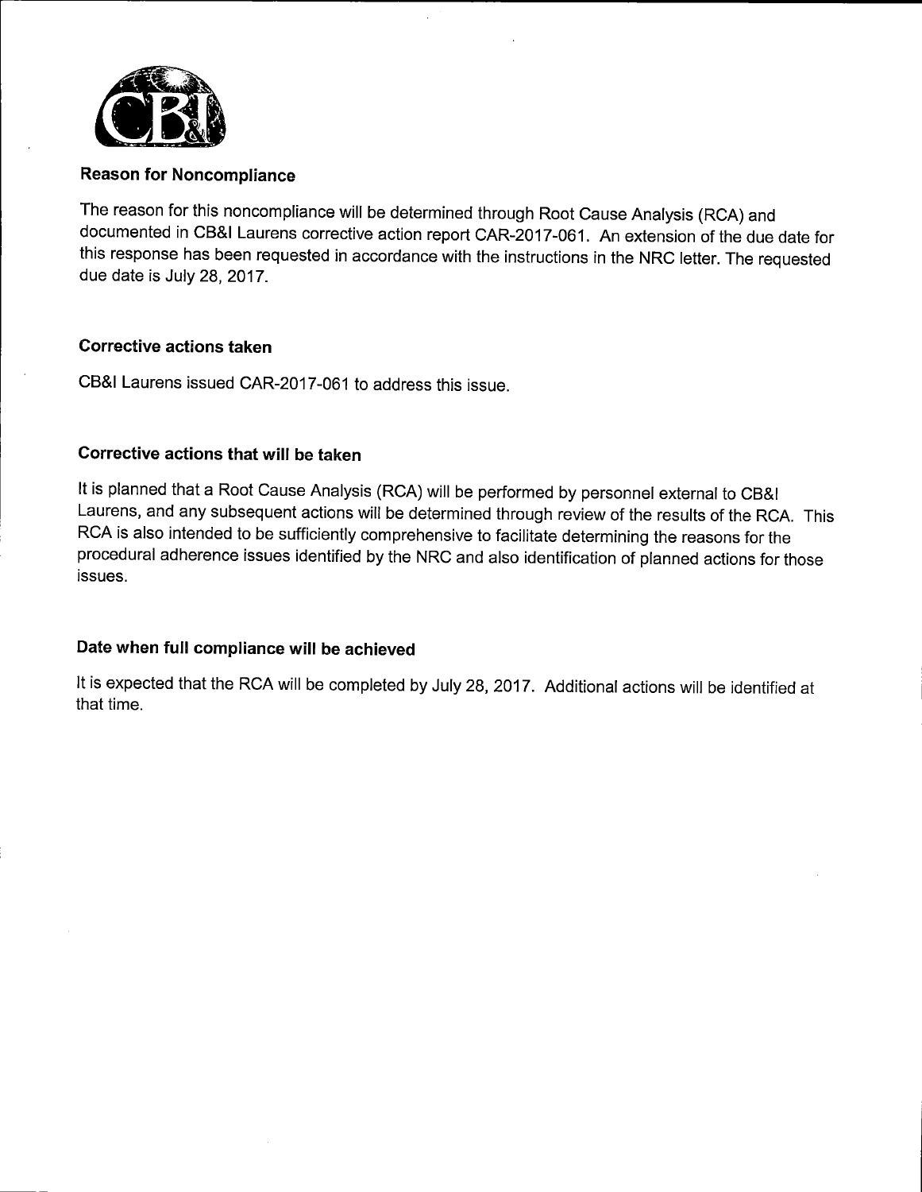**Reason for Noncompliance**

The reason for this noncompliance will be determined through Root Cause Analysis (RCA) and documented in CB&I Laurens corrective action report CAR-2017-061. An extension of the due date for this response has been requested in accordance with the instructions in the NRC letter. The requested due date is July 28, 2017.

**Corrective actions taken**

CB&I Laurens issued CAR-2017-061 to address this issue.

**Corrective actions that will be taken**

It is planned that a Root Cause Analysis (RCA) will be performed by personnel external to CB&I Laurens, and any subsequent actions will be determined through review of the results of the RCA. This RCA is also intended to be sufficiently comprehensive to facilitate determining the reasons for the procedural adherence issues identified by the NRC and also identification of planned actions for those issues.

**Date when full compliance will be achieved**

It is expected that the RCA will be completed by July 28, 2017. Additional actions will be identified at that time.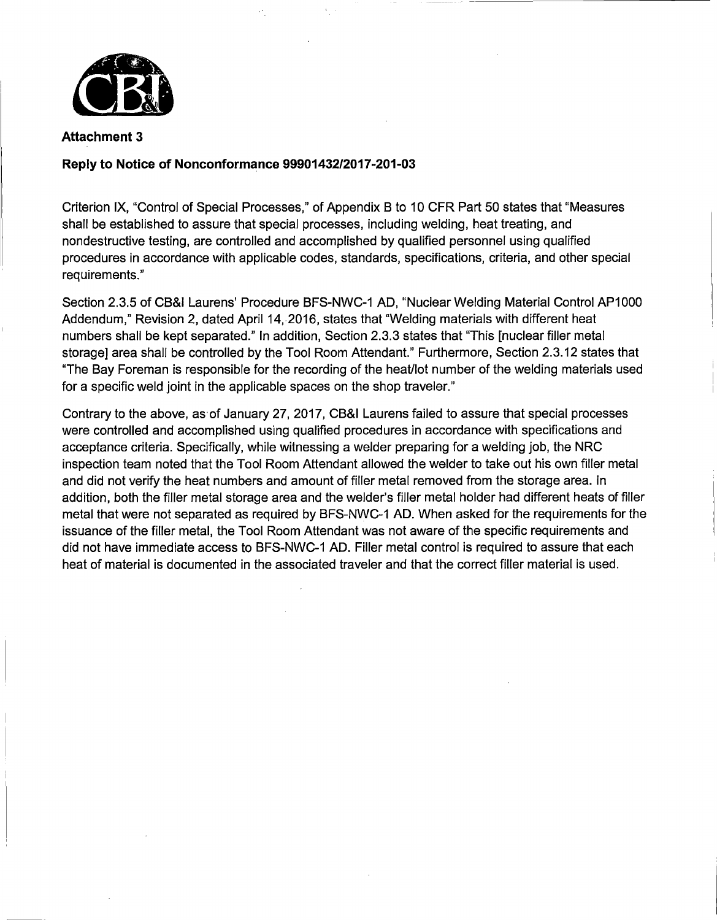**Attachment 3**

**Reply to Notice of Nonconformance 99901432/2017-201-03**

Criterion IX, "Control of Special Processes," of Appendix B to 10 CFR Part 50 states that "Measures shall be established to assure that special processes, including welding, heat treating, and nondestructive testing, are controlled and accomplished by qualified personnel using qualified procedures in accordance with applicable codes, standards, specifications, criteria, and other special requirements."

Section 2.3.5 of CB&I Laurens' Procedure BFS-NWC-1 AD, "Nuclear Welding Material Control AP1000 Addendum," Revision 2, dated April 14, 2016, states that "Welding materials with different heat numbers shall be kept separated." In addition, Section 2.3.3 states that "This [nuclear filler metal storage] area shall be controlled by the Tool Room Attendant." Furthermore, Section 2.3.12 states that "The Bay Foreman is responsible for the recording of the heat/lot number of the welding materials used for a specific weld joint in the applicable spaces on the shop traveler."

Contrary to the above, as of January 27, 2017, CB&I Laurens failed to assure that special processes were controlled and accomplished using qualified procedures in accordance with specifications and acceptance criteria. Specifically, while witnessing a welder preparing for a welding job, the NRC inspection team noted that the Tool Room Attendant allowed the welder to take out his own filler metal and did not verify the heat numbers and amount of filler metal removed from the storage area. In addition, both the filler metal storage area and the welder's filler metal holder had different heats of filler metal that were not separated as required by BFS-NWC-1 AD. When asked for the requirements for the issuance of the filler metal, the Tool Room Attendant was not aware of the specific requirements and did not have immediate access to BFS-NWC-1 AD. Filler metal control is required to assure that each heat of material is documented in the associated traveler and that the correct filler material is used.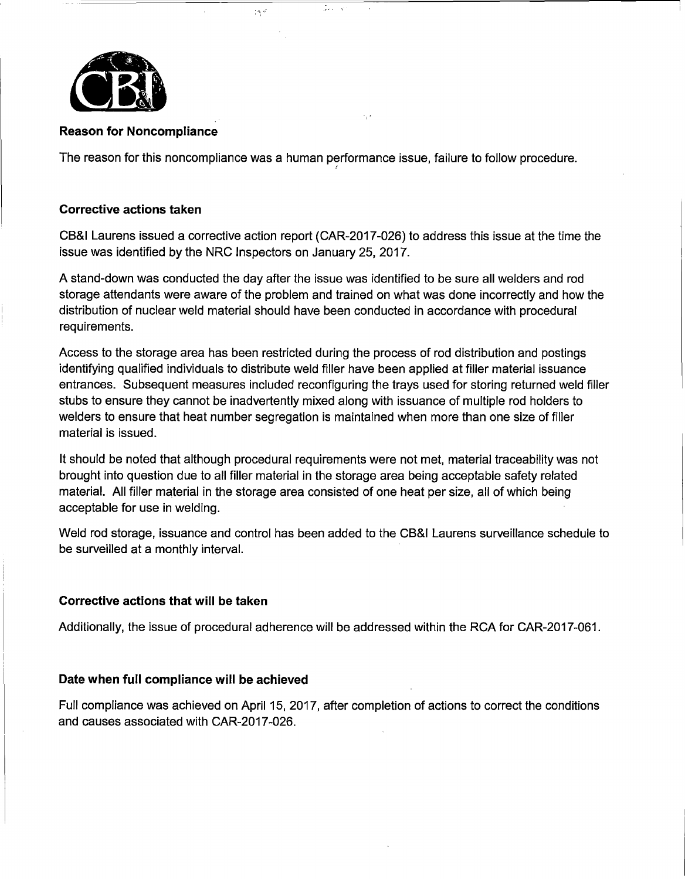**Reason for Noncompliance**

The reason for this noncompliance was a human performance issue, failure to follow procedure.

**Corrective actions taken**

CB&I Laurens issued a corrective action report (CAR-2017-026) to address this issue at the time the issue was identified by the NRC Inspectors on January 25, 2017.

A stand-down was conducted the day after the issue was identified to be sure all welders and rod storage attendants were aware of the problem and trained on what was done incorrectly and how the distribution of nuclear weld material should have been conducted in accordance with procedural requirements.

Access to the storage area has been restricted during the process of rod distribution and postings identifying qualified individuals to distribute weld filler have been applied at filler material issuance entrances. Subsequent measures included reconfiguring the trays used for storing returned weld filler stubs to ensure they cannot be inadvertently mixed along with issuance of multiple rod holders to welders to ensure that heat number segregation is maintained when more than one size of filler material is issued.

It should be noted that although procedural requirements were not met, material traceability was not brought into question due to all filler material in the storage area being acceptable safety related material. All filler material in the storage area consisted of one heat per size, all of which being acceptable for use in welding.

Weld rod storage, issuance and control has been added to the CB&I Laurens surveillance schedule to be surveilled at a monthly interval.

**Corrective actions that will be taken**

Additionally, the issue of procedural adherence will be addressed within the RCA for CAR-2017-061.

**Date when full compliance will be achieved**

Full compliance was achieved on April 15, 2017, after completion of actions to correct the conditions and causes associated with CAR-2017-026.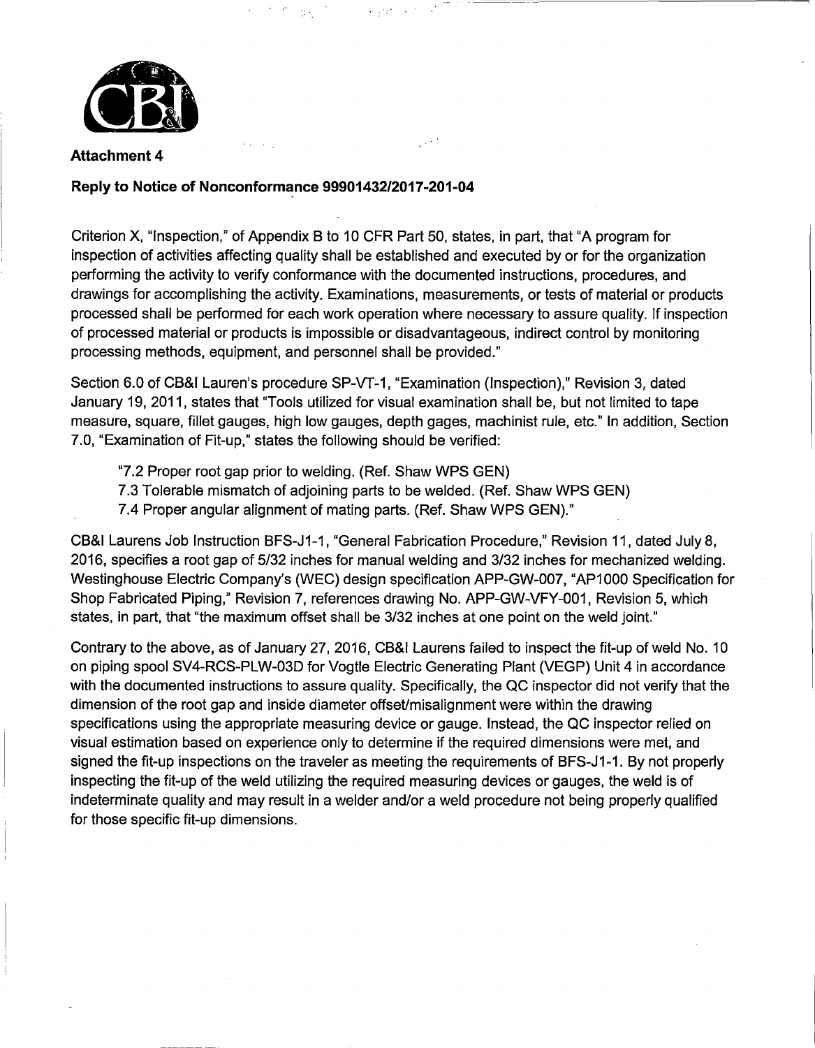**Attachment 4**

**Reply to Notice of Nonconformance 99901432/2017-201-04**

Criterion X, "Inspection," of Appendix B to 10 CFR Part 50, states, in part, that "A program for inspection of activities affecting quality shall be established and executed by or for the organization performing the activity to verify conformance with the documented instructions, procedures, and drawings for accomplishing the activity. Examinations, measurements, or tests of material or products processed shall be performed for each work operation where necessary to assure quality. If inspection of processed material or products is impossible or disadvantageous, indirect control by monitoring processing methods, equipment, and personnel shall be provided."

Section 6.0 of CB&I Lauren's procedure SP-VT-1, "Examination (Inspection)," Revision 3, dated January 19, 2011, states that "Tools utilized for visual examination shall be, but not limited to tape measure, square, fillet gauges, high low gauges, depth gages, machinist rule, etc." In addition, Section 7.0, "Examination of Fit-up," states the following should be verified:

> "7.2 Proper root gap prior to welding. (Ref. Shaw WPS GEN)
> 7.3 Tolerable mismatch of adjoining parts to be welded. (Ref. Shaw WPS GEN)
> 7.4 Proper angular alignment of mating parts. (Ref. Shaw WPS GEN)."

CB&I Laurens Job Instruction BFS-J1-1, "General Fabrication Procedure," Revision 11, dated July 8, 2016, specifies a root gap of 5/32 inches for manual welding and 3/32 inches for mechanized welding. Westinghouse Electric Company's (WEC) design specification APP-GW-007, "AP1000 Specification for Shop Fabricated Piping," Revision 7, references drawing No. APP-GW-VFY-001, Revision 5, which states, in part, that "the maximum offset shall be 3/32 inches at one point on the weld joint."

Contrary to the above, as of January 27, 2016, CB&I Laurens failed to inspect the fit-up of weld No. 10 on piping spool SV4-RCS-PLW-03D for Vogtle Electric Generating Plant (VEGP) Unit 4 in accordance with the documented instructions to assure quality. Specifically, the QC inspector did not verify that the dimension of the root gap and inside diameter offset/misalignment were within the drawing specifications using the appropriate measuring device or gauge. Instead, the QC inspector relied on visual estimation based on experience only to determine if the required dimensions were met, and signed the fit-up inspections on the traveler as meeting the requirements of BFS-J1-1. By not properly inspecting the fit-up of the weld utilizing the required measuring devices or gauges, the weld is of indeterminate quality and may result in a welder and/or a weld procedure not being properly qualified for those specific fit-up dimensions.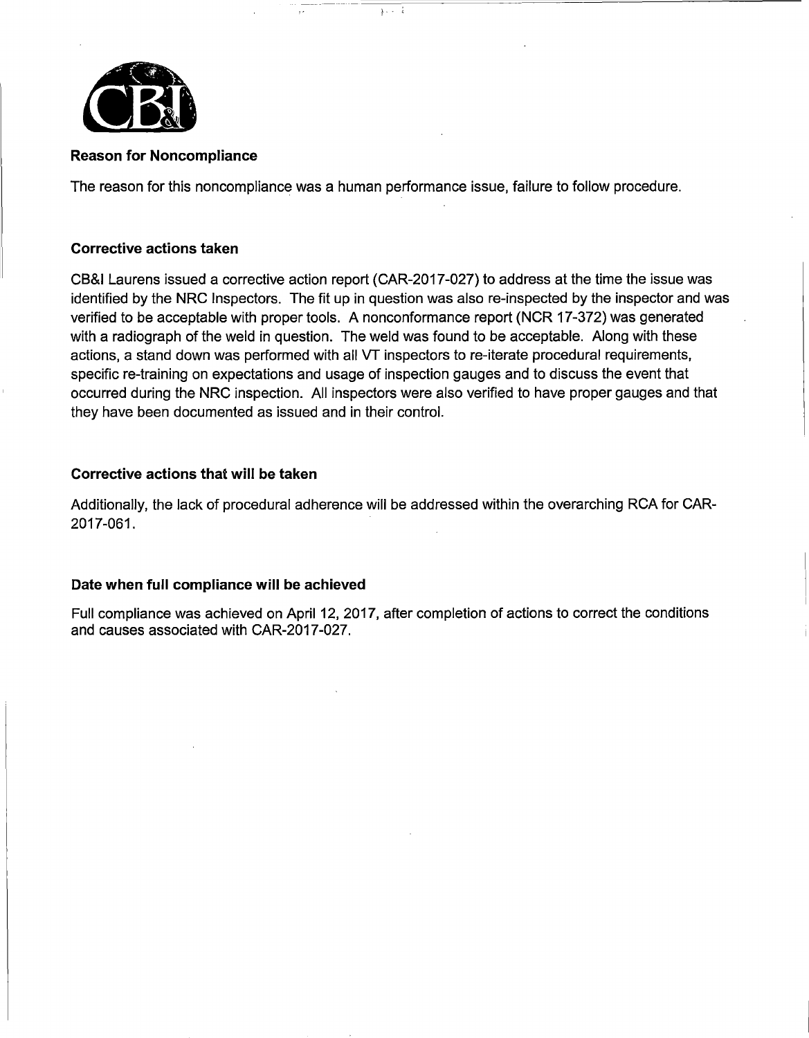**Reason for Noncompliance**

The reason for this noncompliance was a human performance issue, failure to follow procedure.

**Corrective actions taken**

CB&I Laurens issued a corrective action report (CAR-2017-027) to address at the time the issue was identified by the NRC Inspectors. The fit up in question was also re-inspected by the inspector and was verified to be acceptable with proper tools. A nonconformance report (NCR 17-372) was generated with a radiograph of the weld in question. The weld was found to be acceptable. Along with these actions, a stand down was performed with all VT inspectors to re-iterate procedural requirements, specific re-training on expectations and usage of inspection gauges and to discuss the event that occurred during the NRC inspection. All inspectors were also verified to have proper gauges and that they have been documented as issued and in their control.

**Corrective actions that will be taken**

Additionally, the lack of procedural adherence will be addressed within the overarching RCA for CAR-2017-061.

**Date when full compliance will be achieved**

Full compliance was achieved on April 12, 2017, after completion of actions to correct the conditions and causes associated with CAR-2017-027.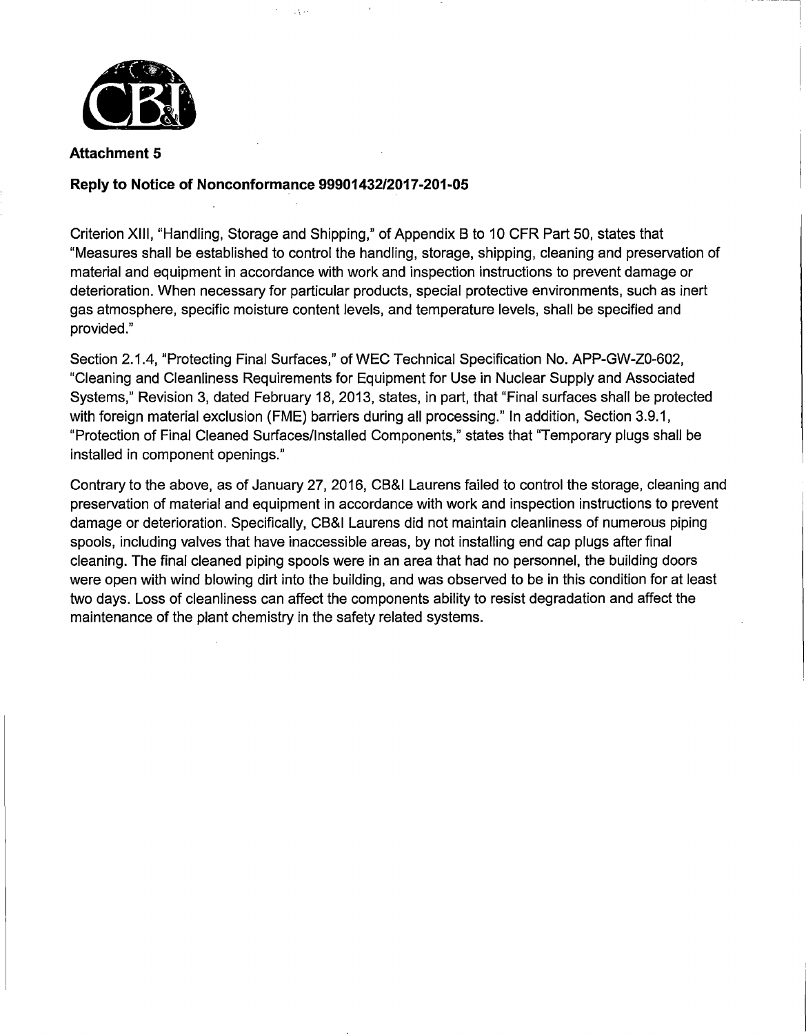**Attachment 5**

**Reply to Notice of Nonconformance 99901432/2017-201-05**

Criterion XIII, "Handling, Storage and Shipping," of Appendix B to 10 CFR Part 50, states that "Measures shall be established to control the handling, storage, shipping, cleaning and preservation of material and equipment in accordance with work and inspection instructions to prevent damage or deterioration. When necessary for particular products, special protective environments, such as inert gas atmosphere, specific moisture content levels, and temperature levels, shall be specified and provided."

Section 2.1.4, "Protecting Final Surfaces," of WEC Technical Specification No. APP-GW-Z0-602, "Cleaning and Cleanliness Requirements for Equipment for Use in Nuclear Supply and Associated Systems," Revision 3, dated February 18, 2013, states, in part, that "Final surfaces shall be protected with foreign material exclusion (FME) barriers during all processing." In addition, Section 3.9.1, "Protection of Final Cleaned Surfaces/Installed Components," states that "Temporary plugs shall be installed in component openings."

Contrary to the above, as of January 27, 2016, CB&I Laurens failed to control the storage, cleaning and preservation of material and equipment in accordance with work and inspection instructions to prevent damage or deterioration. Specifically, CB&I Laurens did not maintain cleanliness of numerous piping spools, including valves that have inaccessible areas, by not installing end cap plugs after final cleaning. The final cleaned piping spools were in an area that had no personnel, the building doors were open with wind blowing dirt into the building, and was observed to be in this condition for at least two days. Loss of cleanliness can affect the components ability to resist degradation and affect the maintenance of the plant chemistry in the safety related systems.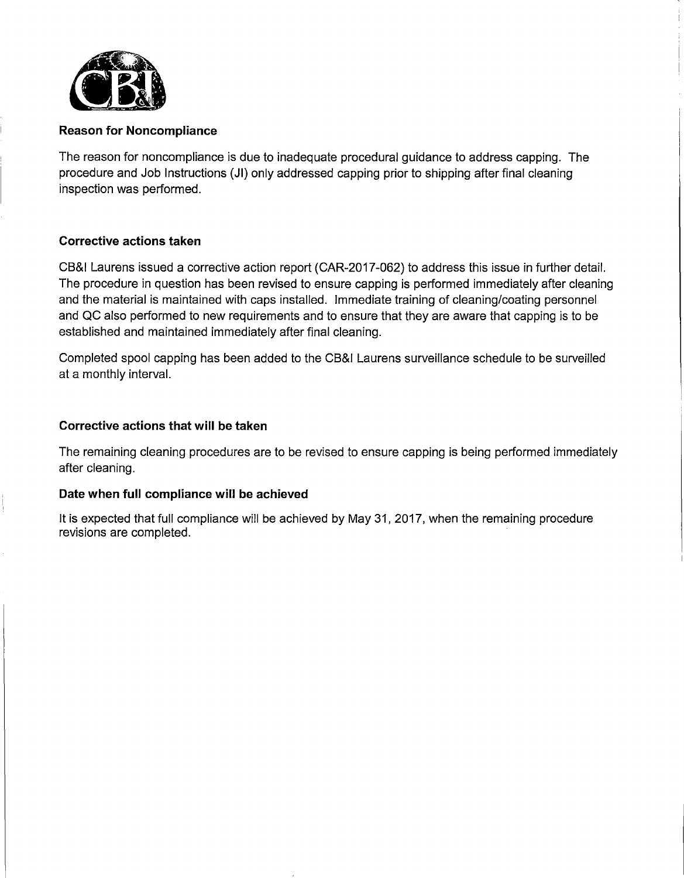**Reason for Noncompliance**

The reason for noncompliance is due to inadequate procedural guidance to address capping. The procedure and Job Instructions (JI) only addressed capping prior to shipping after final cleaning inspection was performed.

**Corrective actions taken**

CB&I Laurens issued a corrective action report (CAR-2017-062) to address this issue in further detail. The procedure in question has been revised to ensure capping is performed immediately after cleaning and the material is maintained with caps installed. Immediate training of cleaning/coating personnel and QC also performed to new requirements and to ensure that they are aware that capping is to be established and maintained immediately after final cleaning.

Completed spool capping has been added to the CB&I Laurens surveillance schedule to be surveilled at a monthly interval.

**Corrective actions that will be taken**

The remaining cleaning procedures are to be revised to ensure capping is being performed immediately after cleaning.

**Date when full compliance will be achieved**

It is expected that full compliance will be achieved by May 31, 2017, when the remaining procedure revisions are completed.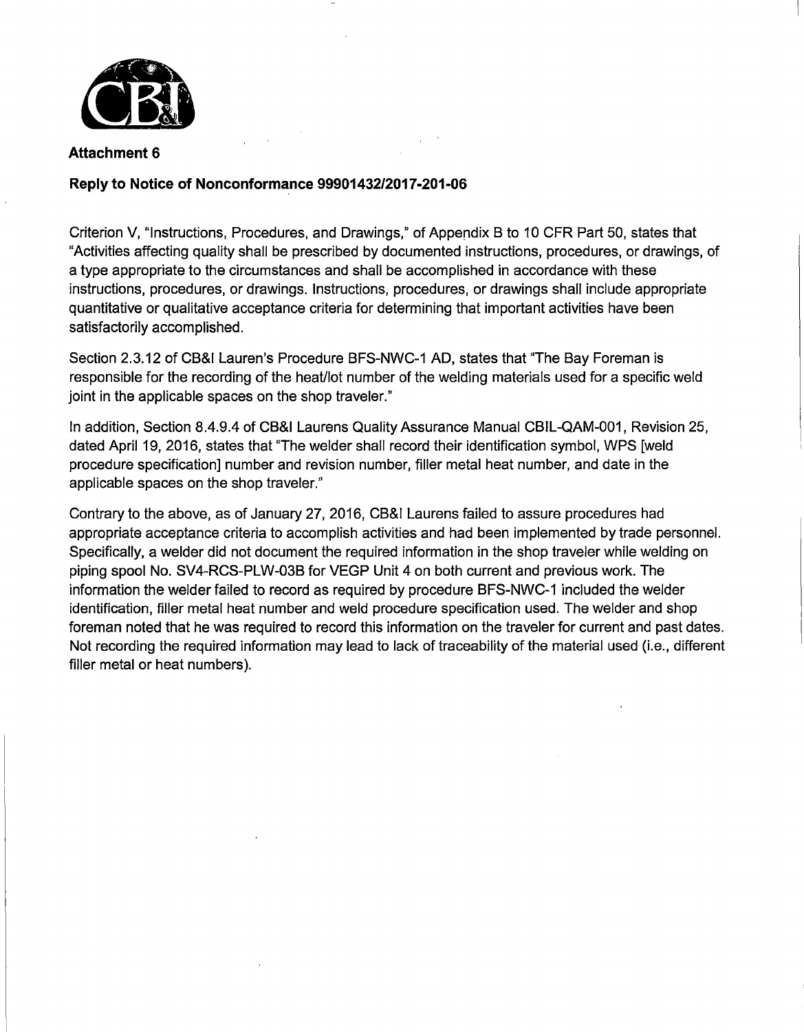**Attachment 6**

**Reply to Notice of Nonconformance 99901432/2017-201-06**

Criterion V, "Instructions, Procedures, and Drawings," of Appendix B to 10 CFR Part 50, states that "Activities affecting quality shall be prescribed by documented instructions, procedures, or drawings, of a type appropriate to the circumstances and shall be accomplished in accordance with these instructions, procedures, or drawings. Instructions, procedures, or drawings shall include appropriate quantitative or qualitative acceptance criteria for determining that important activities have been satisfactorily accomplished.

Section 2.3.12 of CB&I Lauren's Procedure BFS-NWC-1 AD, states that "The Bay Foreman is responsible for the recording of the heat/lot number of the welding materials used for a specific weld joint in the applicable spaces on the shop traveler."

In addition, Section 8.4.9.4 of CB&I Laurens Quality Assurance Manual CBIL-QAM-001, Revision 25, dated April 19, 2016, states that "The welder shall record their identification symbol, WPS [weld procedure specification] number and revision number, filler metal heat number, and date in the applicable spaces on the shop traveler."

Contrary to the above, as of January 27, 2016, CB&I Laurens failed to assure procedures had appropriate acceptance criteria to accomplish activities and had been implemented by trade personnel. Specifically, a welder did not document the required information in the shop traveler while welding on piping spool No. SV4-RCS-PLW-03B for VEGP Unit 4 on both current and previous work. The information the welder failed to record as required by procedure BFS-NWC-1 included the welder identification, filler metal heat number and weld procedure specification used. The welder and shop foreman noted that he was required to record this information on the traveler for current and past dates. Not recording the required information may lead to lack of traceability of the material used (i.e., different filler metal or heat numbers).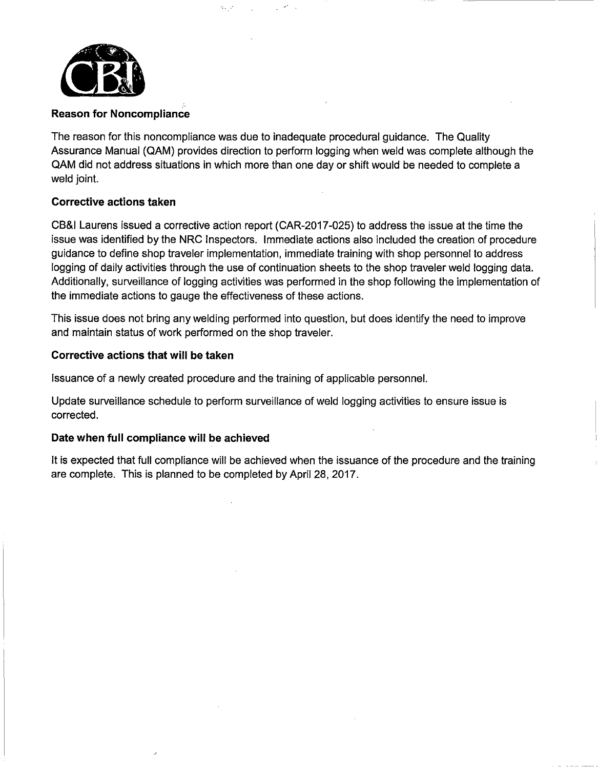**Reason for Noncompliance**

The reason for this noncompliance was due to inadequate procedural guidance. The Quality Assurance Manual (QAM) provides direction to perform logging when weld was complete although the QAM did not address situations in which more than one day or shift would be needed to complete a weld joint.

**Corrective actions taken**

CB&I Laurens issued a corrective action report (CAR-2017-025) to address the issue at the time the issue was identified by the NRC Inspectors. Immediate actions also included the creation of procedure guidance to define shop traveler implementation, immediate training with shop personnel to address logging of daily activities through the use of continuation sheets to the shop traveler weld logging data. Additionally, surveillance of logging activities was performed in the shop following the implementation of the immediate actions to gauge the effectiveness of these actions.

This issue does not bring any welding performed into question, but does identify the need to improve and maintain status of work performed on the shop traveler.

**Corrective actions that will be taken**

Issuance of a newly created procedure and the training of applicable personnel.

Update surveillance schedule to perform surveillance of weld logging activities to ensure issue is corrected.

**Date when full compliance will be achieved**

It is expected that full compliance will be achieved when the issuance of the procedure and the training are complete. This is planned to be completed by April 28, 2017.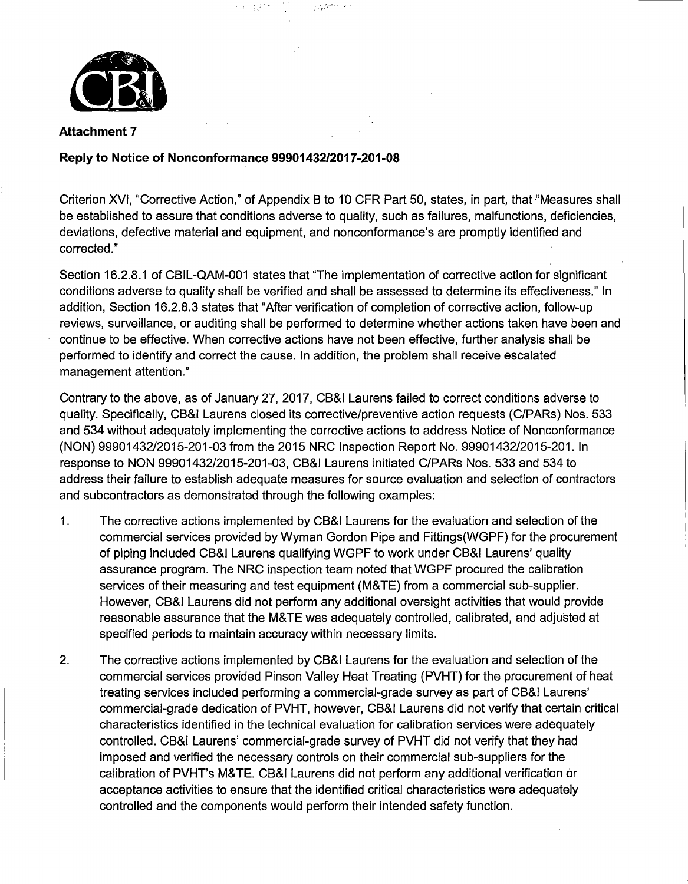**Attachment 7**

**Reply to Notice of Nonconformance 99901432/2017-201-08**

Criterion XVI, "Corrective Action," of Appendix B to 10 CFR Part 50, states, in part, that "Measures shall be established to assure that conditions adverse to quality, such as failures, malfunctions, deficiencies, deviations, defective material and equipment, and nonconformance's are promptly identified and corrected."

Section 16.2.8.1 of CBIL-QAM-001 states that "The implementation of corrective action for significant conditions adverse to quality shall be verified and shall be assessed to determine its effectiveness." In addition, Section 16.2.8.3 states that "After verification of completion of corrective action, follow-up reviews, surveillance, or auditing shall be performed to determine whether actions taken have been and continue to be effective. When corrective actions have not been effective, further analysis shall be performed to identify and correct the cause. In addition, the problem shall receive escalated management attention."

Contrary to the above, as of January 27, 2017, CB&I Laurens failed to correct conditions adverse to quality. Specifically, CB&I Laurens closed its corrective/preventive action requests (C/PARs) Nos. 533 and 534 without adequately implementing the corrective actions to address Notice of Nonconformance (NON) 99901432/2015-201-03 from the 2015 NRC Inspection Report No. 99901432/2015-201. In response to NON 99901432/2015-201-03, CB&I Laurens initiated C/PARs Nos. 533 and 534 to address their failure to establish adequate measures for source evaluation and selection of contractors and subcontractors as demonstrated through the following examples:

1. The corrective actions implemented by CB&I Laurens for the evaluation and selection of the commercial services provided by Wyman Gordon Pipe and Fittings(WGPF) for the procurement of piping included CB&I Laurens qualifying WGPF to work under CB&I Laurens' quality assurance program. The NRC inspection team noted that WGPF procured the calibration services of their measuring and test equipment (M&TE) from a commercial sub-supplier. However, CB&I Laurens did not perform any additional oversight activities that would provide reasonable assurance that the M&TE was adequately controlled, calibrated, and adjusted at specified periods to maintain accuracy within necessary limits.

2. The corrective actions implemented by CB&I Laurens for the evaluation and selection of the commercial services provided Pinson Valley Heat Treating (PVHT) for the procurement of heat treating services included performing a commercial-grade survey as part of CB&I Laurens' commercial-grade dedication of PVHT, however, CB&I Laurens did not verify that certain critical characteristics identified in the technical evaluation for calibration services were adequately controlled. CB&I Laurens' commercial-grade survey of PVHT did not verify that they had imposed and verified the necessary controls on their commercial sub-suppliers for the calibration of PVHT's M&TE. CB&I Laurens did not perform any additional verification or acceptance activities to ensure that the identified critical characteristics were adequately controlled and the components would perform their intended safety function.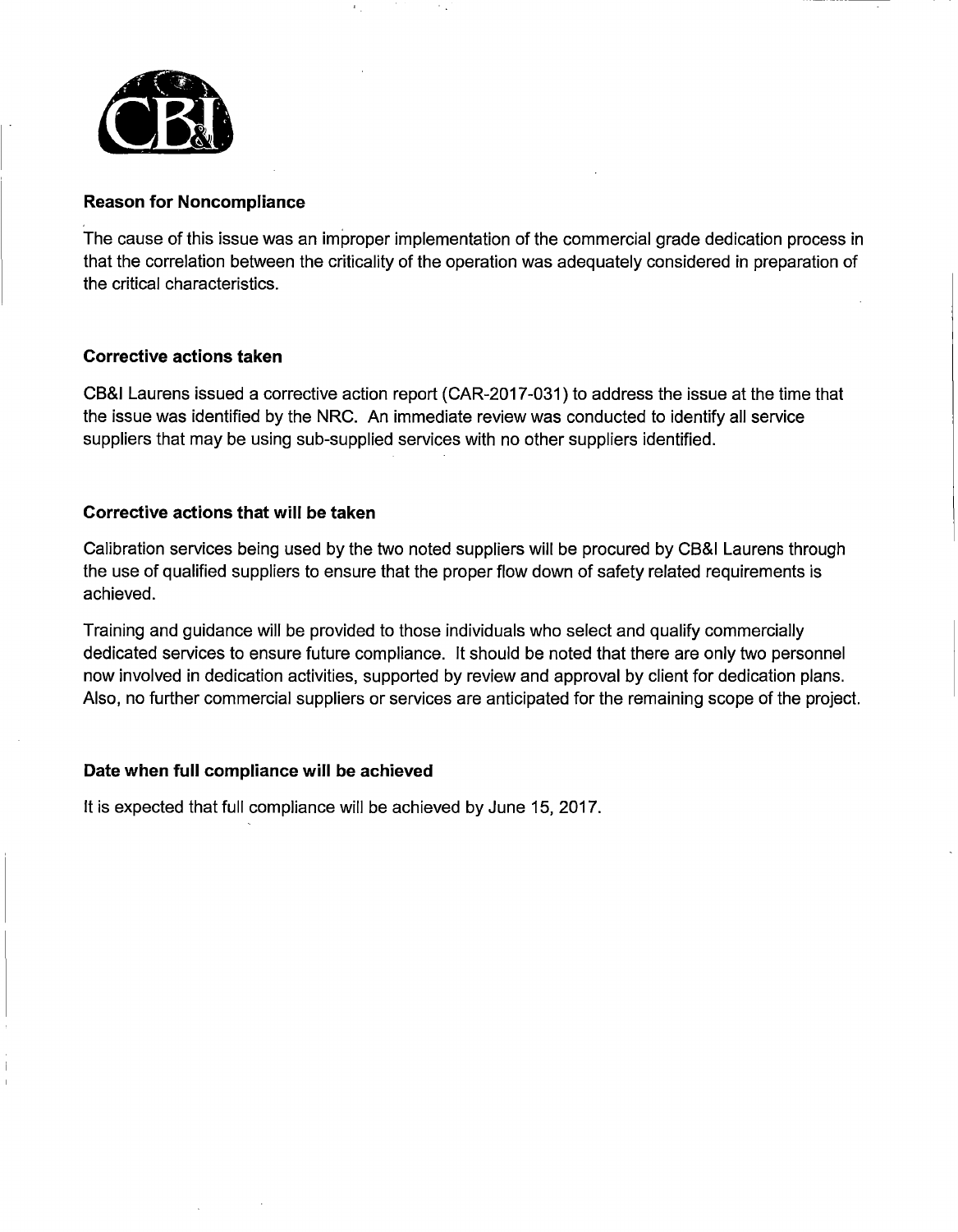**Reason for Noncompliance**

The cause of this issue was an improper implementation of the commercial grade dedication process in that the correlation between the criticality of the operation was adequately considered in preparation of the critical characteristics.

**Corrective actions taken**

CB&I Laurens issued a corrective action report (CAR-2017-031) to address the issue at the time that the issue was identified by the NRC. An immediate review was conducted to identify all service suppliers that may be using sub-supplied services with no other suppliers identified.

**Corrective actions that will be taken**

Calibration services being used by the two noted suppliers will be procured by CB&I Laurens through the use of qualified suppliers to ensure that the proper flow down of safety related requirements is achieved.

Training and guidance will be provided to those individuals who select and qualify commercially dedicated services to ensure future compliance. It should be noted that there are only two personnel now involved in dedication activities, supported by review and approval by client for dedication plans. Also, no further commercial suppliers or services are anticipated for the remaining scope of the project.

**Date when full compliance will be achieved**

It is expected that full compliance will be achieved by June 15, 2017.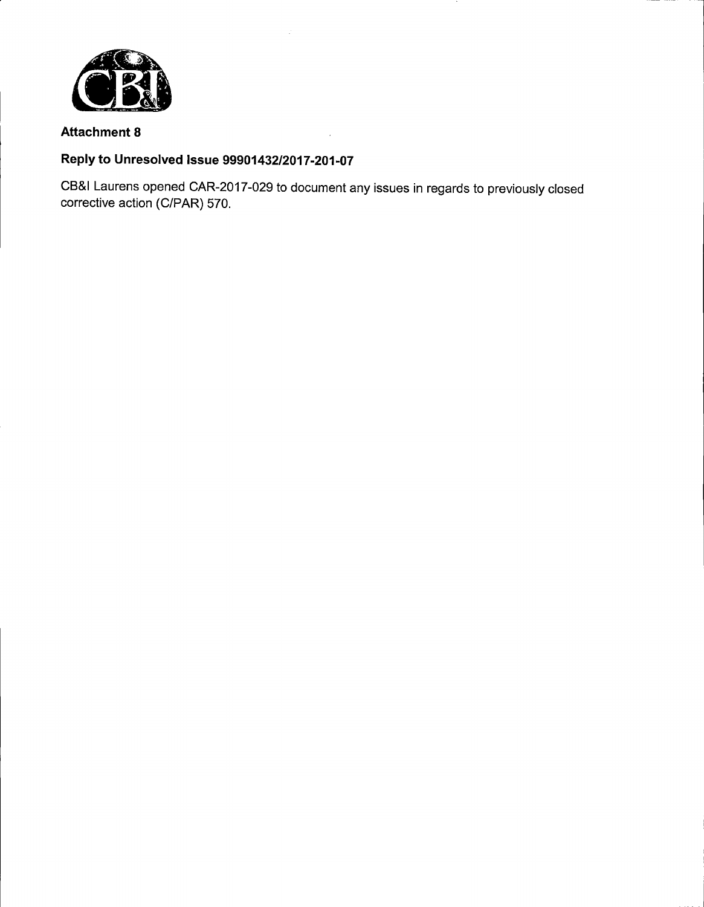**Attachment 8**

**Reply to Unresolved Issue 99901432/2017-201-07**

CB&I Laurens opened CAR-2017-029 to document any issues in regards to previously closed corrective action (C/PAR) 570.